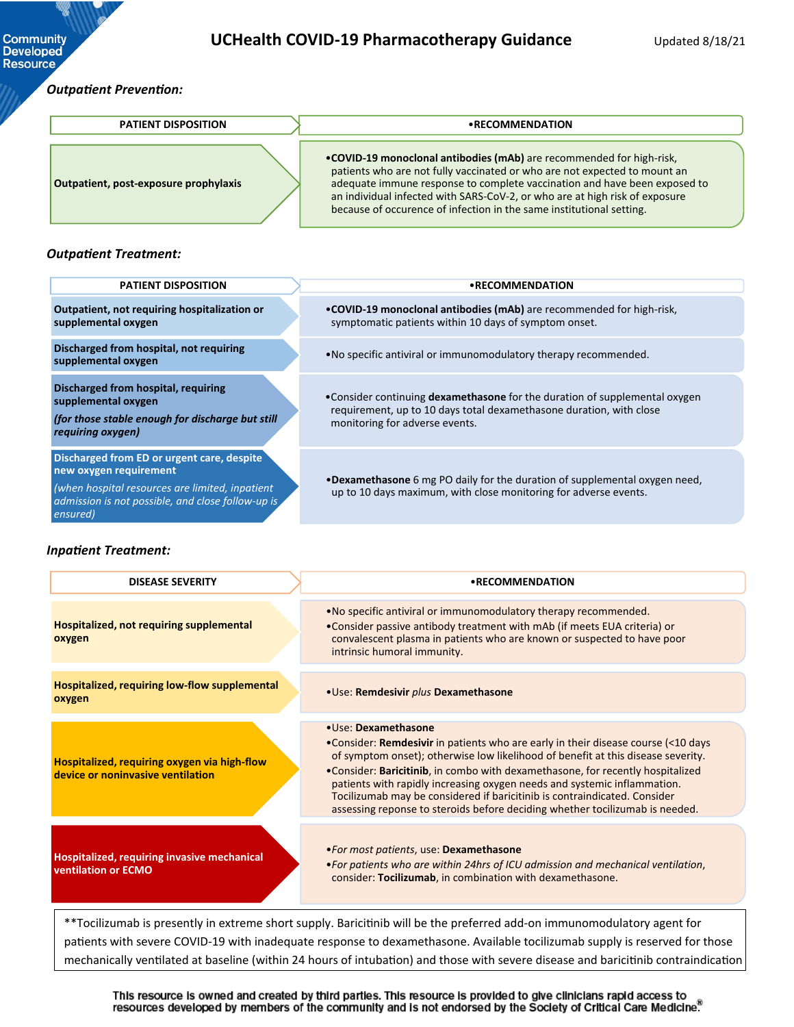Community Developed Resource

# UCHealth COVID-19 Pharmacotherapy Guidance

Updated 8/18/21

### *Outpatient Prevention:*

| PATIENT DISPOSITION | •RECOMMENDATION |
| --- | --- |
| **Outpatient, post-exposure prophylaxis** | •**COVID-19 monoclonal antibodies (mAb)** are recommended for high-risk, patients who are not fully vaccinated or who are not expected to mount an adequate immune response to complete vaccination and have been exposed to an individual infected with SARS-CoV-2, or who are at high risk of exposure because of occurence of infection in the same institutional setting. |

### *Outpatient Treatment:*

| PATIENT DISPOSITION | •RECOMMENDATION |
| --- | --- |
| **Outpatient, not requiring hospitalization or supplemental oxygen** | •**COVID-19 monoclonal antibodies (mAb)** are recommended for high-risk, symptomatic patients within 10 days of symptom onset. |
| **Discharged from hospital, not requiring supplemental oxygen** | •No specific antiviral or immunomodulatory therapy recommended. |
| **Discharged from hospital, requiring supplemental oxygen** ***(for those stable enough for discharge but still requiring oxygen)*** | •Consider continuing **dexamethasone** for the duration of supplemental oxygen requirement, up to 10 days total dexamethasone duration, with close monitoring for adverse events. |
| **Discharged from ED or urgent care, despite new oxygen requirement** *(when hospital resources are limited, inpatient admission is not possible, and close follow-up is ensured)* | •**Dexamethasone** 6 mg PO daily for the duration of supplemental oxygen need, up to 10 days maximum, with close monitoring for adverse events. |

### *Inpatient Treatment:*

| DISEASE SEVERITY | •RECOMMENDATION |
| --- | --- |
| **Hospitalized, not requiring supplemental oxygen** | •No specific antiviral or immunomodulatory therapy recommended.<br>•Consider passive antibody treatment with mAb (if meets EUA criteria) or convalescent plasma in patients who are known or suspected to have poor intrinsic humoral immunity. |
| **Hospitalized, requiring low-flow supplemental oxygen** | •Use: **Remdesivir** *plus* **Dexamethasone** |
| **Hospitalized, requiring oxygen via high-flow device or noninvasive ventilation** | •Use: **Dexamethasone**<br>•Consider: **Remdesivir** in patients who are early in their disease course (<10 days of symptom onset); otherwise low likelihood of benefit at this disease severity.<br>•Consider: **Baricitinib**, in combo with dexamethasone, for recently hospitalized patients with rapidly increasing oxygen needs and systemic inflammation. Tocilizumab may be considered if baricitinib is contraindicated. Consider assessing reponse to steroids before deciding whether tocilizumab is needed. |
| **Hospitalized, requiring invasive mechanical ventilation or ECMO** | •*For most patients*, use: **Dexamethasone**<br>•*For patients who are within 24hrs of ICU admission and mechanical ventilation*, consider: **Tocilizumab**, in combination with dexamethasone. |

**Tocilizumab is presently in extreme short supply. Baricitinib will be the preferred add-on immunomodulatory agent for patients with severe COVID-19 with inadequate response to dexamethasone. Available tocilizumab supply is reserved for those mechanically ventilated at baseline (within 24 hours of intubation) and those with severe disease and baricitinib contraindication

This resource is owned and created by third parties. This resource is provided to give clinicians rapid access to resources developed by members of the community and is not endorsed by the Society of Critical Care Medicine®.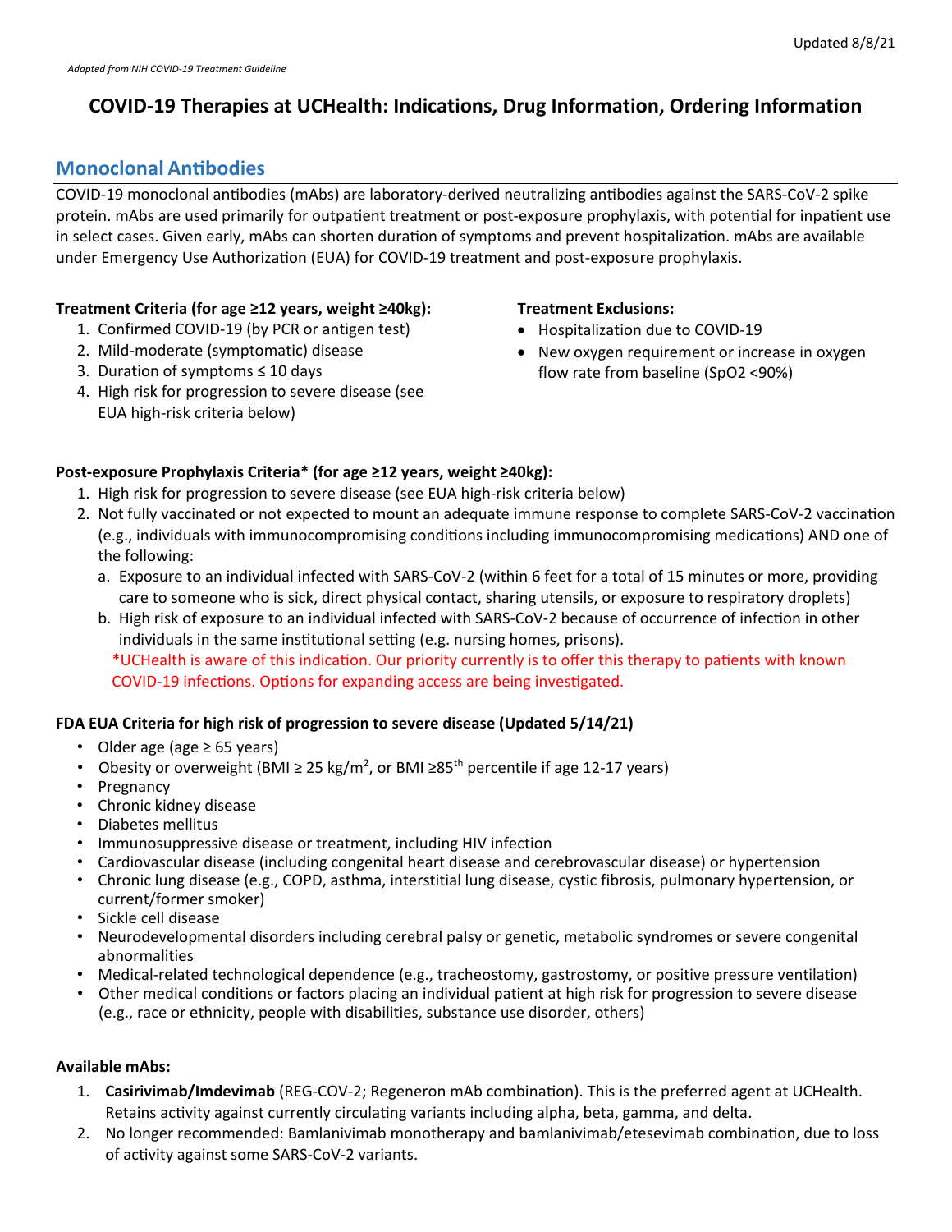*Adapted from NIH COVID-19 Treatment Guideline*

# COVID-19 Therapies at UCHealth: Indications, Drug Information, Ordering Information

## Monoclonal Antibodies

COVID-19 monoclonal antibodies (mAbs) are laboratory-derived neutralizing antibodies against the SARS-CoV-2 spike protein. mAbs are used primarily for outpatient treatment or post-exposure prophylaxis, with potential for inpatient use in select cases. Given early, mAbs can shorten duration of symptoms and prevent hospitalization. mAbs are available under Emergency Use Authorization (EUA) for COVID-19 treatment and post-exposure prophylaxis.

**Treatment Criteria (for age ≥12 years, weight ≥40kg):**

1. Confirmed COVID-19 (by PCR or antigen test)
2. Mild-moderate (symptomatic) disease
3. Duration of symptoms ≤ 10 days
4. High risk for progression to severe disease (see EUA high-risk criteria below)

**Treatment Exclusions:**

- Hospitalization due to COVID-19
- New oxygen requirement or increase in oxygen flow rate from baseline (SpO2 <90%)

**Post-exposure Prophylaxis Criteria* (for age ≥12 years, weight ≥40kg):**

1. High risk for progression to severe disease (see EUA high-risk criteria below)
2. Not fully vaccinated or not expected to mount an adequate immune response to complete SARS-CoV-2 vaccination (e.g., individuals with immunocompromising conditions including immunocompromising medications) AND one of the following:
   a. Exposure to an individual infected with SARS-CoV-2 (within 6 feet for a total of 15 minutes or more, providing care to someone who is sick, direct physical contact, sharing utensils, or exposure to respiratory droplets)
   b. High risk of exposure to an individual infected with SARS-CoV-2 because of occurrence of infection in other individuals in the same institutional setting (e.g. nursing homes, prisons).

*UCHealth is aware of this indication. Our priority currently is to offer this therapy to patients with known COVID-19 infections. Options for expanding access are being investigated.

**FDA EUA Criteria for high risk of progression to severe disease (Updated 5/14/21)**

- Older age (age ≥ 65 years)
- Obesity or overweight (BMI ≥ 25 kg/m$^2$, or BMI ≥85$^{th}$ percentile if age 12-17 years)
- Pregnancy
- Chronic kidney disease
- Diabetes mellitus
- Immunosuppressive disease or treatment, including HIV infection
- Cardiovascular disease (including congenital heart disease and cerebrovascular disease) or hypertension
- Chronic lung disease (e.g., COPD, asthma, interstitial lung disease, cystic fibrosis, pulmonary hypertension, or current/former smoker)
- Sickle cell disease
- Neurodevelopmental disorders including cerebral palsy or genetic, metabolic syndromes or severe congenital abnormalities
- Medical-related technological dependence (e.g., tracheostomy, gastrostomy, or positive pressure ventilation)
- Other medical conditions or factors placing an individual patient at high risk for progression to severe disease (e.g., race or ethnicity, people with disabilities, substance use disorder, others)

**Available mAbs:**

1. **Casirivimab/Imdevimab** (REG-COV-2; Regeneron mAb combination). This is the preferred agent at UCHealth. Retains activity against currently circulating variants including alpha, beta, gamma, and delta.
2. No longer recommended: Bamlanivimab monotherapy and bamlanivimab/etesevimab combination, due to loss of activity against some SARS-CoV-2 variants.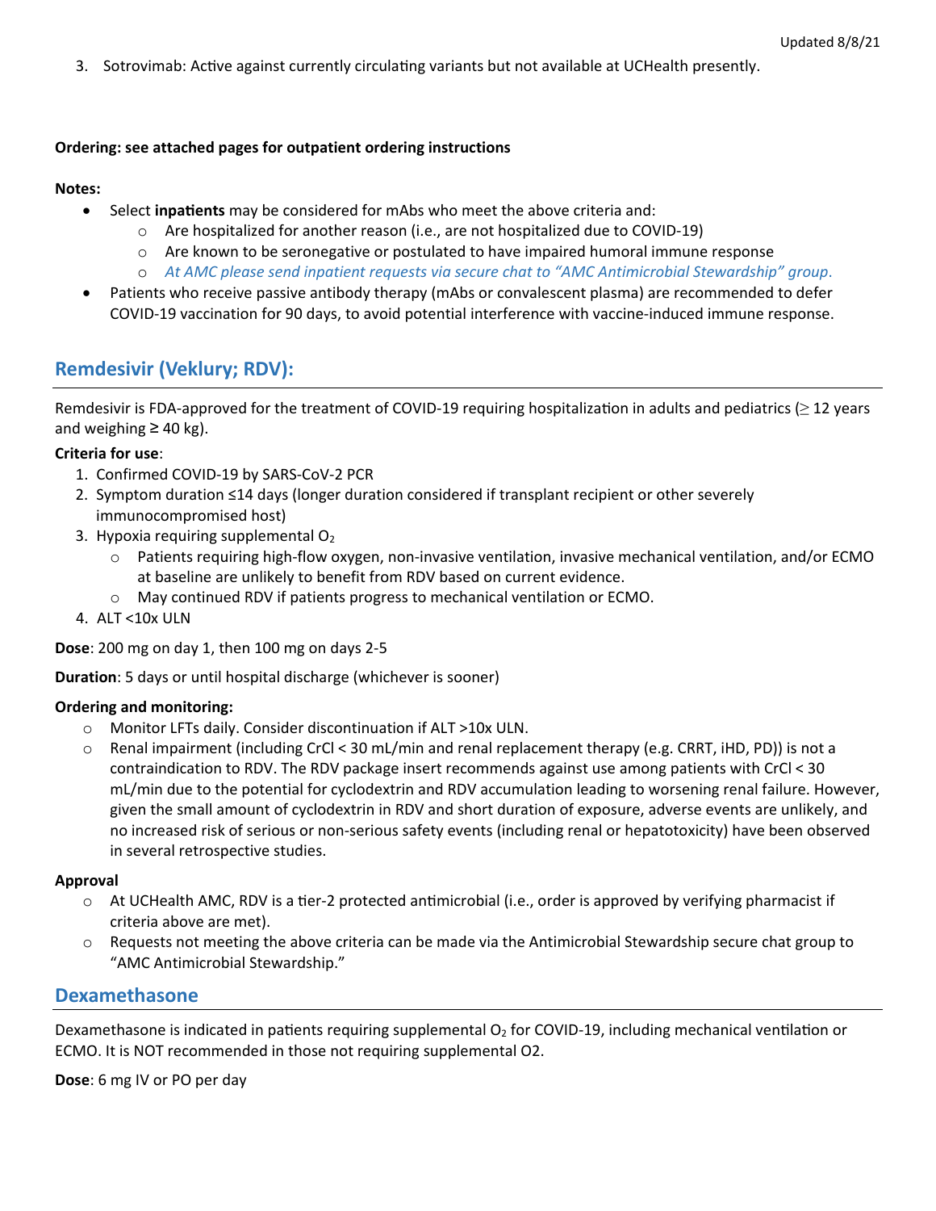3. Sotrovimab: Active against currently circulating variants but not available at UCHealth presently.

**Ordering: see attached pages for outpatient ordering instructions**

**Notes:**

- Select **inpatients** may be considered for mAbs who meet the above criteria and:
  - Are hospitalized for another reason (i.e., are not hospitalized due to COVID-19)
  - Are known to be seronegative or postulated to have impaired humoral immune response
  - *At AMC please send inpatient requests via secure chat to "AMC Antimicrobial Stewardship" group.*
- Patients who receive passive antibody therapy (mAbs or convalescent plasma) are recommended to defer COVID-19 vaccination for 90 days, to avoid potential interference with vaccine-induced immune response.

## Remdesivir (Veklury; RDV):

Remdesivir is FDA-approved for the treatment of COVID-19 requiring hospitalization in adults and pediatrics (≥ 12 years and weighing ≥ 40 kg).

**Criteria for use**:

1. Confirmed COVID-19 by SARS-CoV-2 PCR
2. Symptom duration ≤14 days (longer duration considered if transplant recipient or other severely immunocompromised host)
3. Hypoxia requiring supplemental $O_2$
   - Patients requiring high-flow oxygen, non-invasive ventilation, invasive mechanical ventilation, and/or ECMO at baseline are unlikely to benefit from RDV based on current evidence.
   - May continued RDV if patients progress to mechanical ventilation or ECMO.
4. ALT <10x ULN

**Dose**: 200 mg on day 1, then 100 mg on days 2-5

**Duration**: 5 days or until hospital discharge (whichever is sooner)

**Ordering and monitoring:**

- Monitor LFTs daily. Consider discontinuation if ALT >10x ULN.
- Renal impairment (including CrCl < 30 mL/min and renal replacement therapy (e.g. CRRT, iHD, PD)) is not a contraindication to RDV. The RDV package insert recommends against use among patients with CrCl < 30 mL/min due to the potential for cyclodextrin and RDV accumulation leading to worsening renal failure. However, given the small amount of cyclodextrin in RDV and short duration of exposure, adverse events are unlikely, and no increased risk of serious or non-serious safety events (including renal or hepatotoxicity) have been observed in several retrospective studies.

**Approval**

- At UCHealth AMC, RDV is a tier-2 protected antimicrobial (i.e., order is approved by verifying pharmacist if criteria above are met).
- Requests not meeting the above criteria can be made via the Antimicrobial Stewardship secure chat group to "AMC Antimicrobial Stewardship."

## Dexamethasone

Dexamethasone is indicated in patients requiring supplemental $O_2$ for COVID-19, including mechanical ventilation or ECMO. It is NOT recommended in those not requiring supplemental O2.

**Dose**: 6 mg IV or PO per day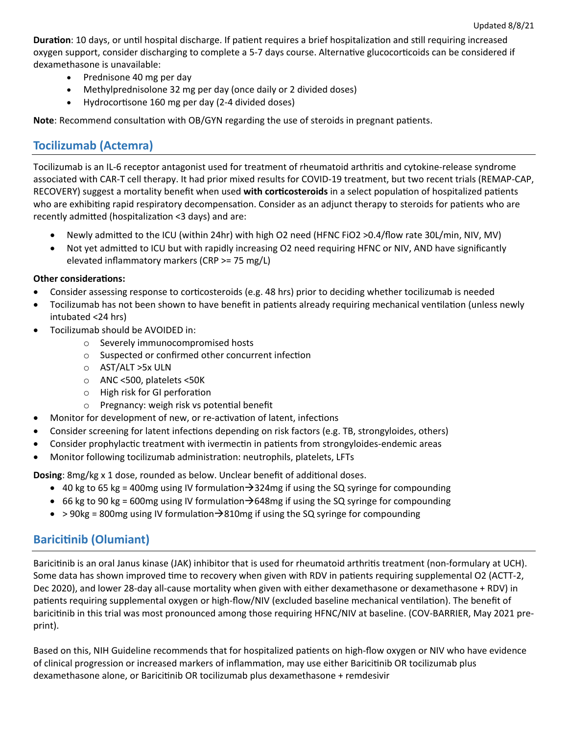**Duration**: 10 days, or until hospital discharge. If patient requires a brief hospitalization and still requiring increased oxygen support, consider discharging to complete a 5-7 days course. Alternative glucocorticoids can be considered if dexamethasone is unavailable:

- Prednisone 40 mg per day
- Methylprednisolone 32 mg per day (once daily or 2 divided doses)
- Hydrocortisone 160 mg per day (2-4 divided doses)

**Note**: Recommend consultation with OB/GYN regarding the use of steroids in pregnant patients.

## Tocilizumab (Actemra)

Tocilizumab is an IL-6 receptor antagonist used for treatment of rheumatoid arthritis and cytokine-release syndrome associated with CAR-T cell therapy. It had prior mixed results for COVID-19 treatment, but two recent trials (REMAP-CAP, RECOVERY) suggest a mortality benefit when used **with corticosteroids** in a select population of hospitalized patients who are exhibiting rapid respiratory decompensation. Consider as an adjunct therapy to steroids for patients who are recently admitted (hospitalization <3 days) and are:

- Newly admitted to the ICU (within 24hr) with high O2 need (HFNC FiO2 >0.4/flow rate 30L/min, NIV, MV)
- Not yet admitted to ICU but with rapidly increasing O2 need requiring HFNC or NIV, AND have significantly elevated inflammatory markers (CRP >= 75 mg/L)

**Other considerations:**

- Consider assessing response to corticosteroids (e.g. 48 hrs) prior to deciding whether tocilizumab is needed
- Tocilizumab has not been shown to have benefit in patients already requiring mechanical ventilation (unless newly intubated <24 hrs)
- Tocilizumab should be AVOIDED in:
  - Severely immunocompromised hosts
  - Suspected or confirmed other concurrent infection
  - AST/ALT >5x ULN
  - ANC <500, platelets <50K
  - High risk for GI perforation
  - Pregnancy: weigh risk vs potential benefit
- Monitor for development of new, or re-activation of latent, infections
- Consider screening for latent infections depending on risk factors (e.g. TB, strongyloides, others)
- Consider prophylactic treatment with ivermectin in patients from strongyloides-endemic areas
- Monitor following tocilizumab administration: neutrophils, platelets, LFTs

**Dosing**: 8mg/kg x 1 dose, rounded as below. Unclear benefit of additional doses.

- 40 kg to 65 kg = 400mg using IV formulation→324mg if using the SQ syringe for compounding
- 66 kg to 90 kg = 600mg using IV formulation→648mg if using the SQ syringe for compounding
- > 90kg = 800mg using IV formulation→810mg if using the SQ syringe for compounding

## Baricitinib (Olumiant)

Baricitinib is an oral Janus kinase (JAK) inhibitor that is used for rheumatoid arthritis treatment (non-formulary at UCH). Some data has shown improved time to recovery when given with RDV in patients requiring supplemental O2 (ACTT-2, Dec 2020), and lower 28-day all-cause mortality when given with either dexamethasone or dexamethasone + RDV) in patients requiring supplemental oxygen or high-flow/NIV (excluded baseline mechanical ventilation). The benefit of baricitinib in this trial was most pronounced among those requiring HFNC/NIV at baseline. (COV-BARRIER, May 2021 pre-print).

Based on this, NIH Guideline recommends that for hospitalized patients on high-flow oxygen or NIV who have evidence of clinical progression or increased markers of inflammation, may use either Baricitinib OR tocilizumab plus dexamethasone alone, or Baricitinib OR tocilizumab plus dexamethasone + remdesivir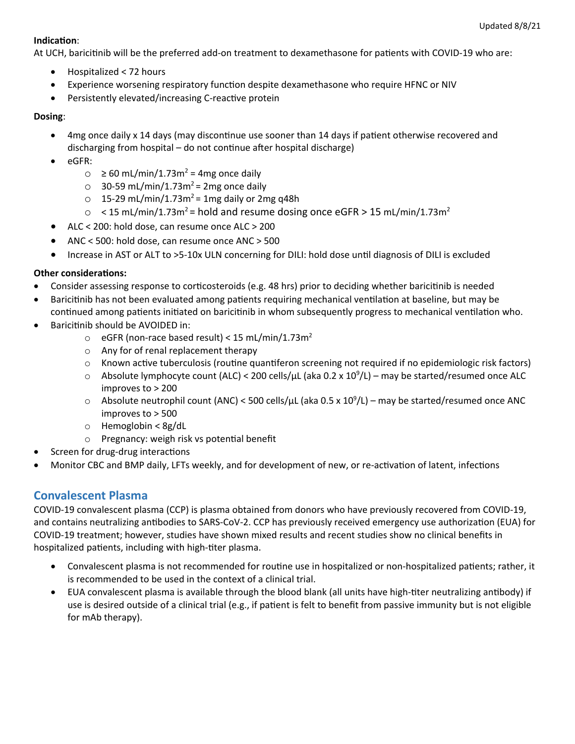**Indication**:
At UCH, baricitinib will be the preferred add-on treatment to dexamethasone for patients with COVID-19 who are:

- Hospitalized < 72 hours
- Experience worsening respiratory function despite dexamethasone who require HFNC or NIV
- Persistently elevated/increasing C-reactive protein

**Dosing**:

- 4mg once daily x 14 days (may discontinue use sooner than 14 days if patient otherwise recovered and discharging from hospital – do not continue after hospital discharge)
- eGFR:
  - ≥ 60 mL/min/1.73m$^2$ = 4mg once daily
  - 30-59 mL/min/1.73m$^2$ = 2mg once daily
  - 15-29 mL/min/1.73m$^2$ = 1mg daily or 2mg q48h
  - < 15 mL/min/1.73m$^2$ = hold and resume dosing once eGFR > 15 mL/min/1.73m$^2$
- ALC < 200: hold dose, can resume once ALC > 200
- ANC < 500: hold dose, can resume once ANC > 500
- Increase in AST or ALT to >5-10x ULN concerning for DILI: hold dose until diagnosis of DILI is excluded

**Other considerations:**

- Consider assessing response to corticosteroids (e.g. 48 hrs) prior to deciding whether baricitinib is needed
- Baricitinib has not been evaluated among patients requiring mechanical ventilation at baseline, but may be continued among patients initiated on baricitinib in whom subsequently progress to mechanical ventilation who.
- Baricitinib should be AVOIDED in:
  - eGFR (non-race based result) < 15 mL/min/1.73m$^2$
  - Any for of renal replacement therapy
  - Known active tuberculosis (routine quantiferon screening not required if no epidemiologic risk factors)
  - Absolute lymphocyte count (ALC) < 200 cells/µL (aka 0.2 x $10^9$/L) – may be started/resumed once ALC improves to > 200
  - Absolute neutrophil count (ANC) < 500 cells/µL (aka 0.5 x $10^9$/L) – may be started/resumed once ANC improves to > 500
  - Hemoglobin < 8g/dL
  - Pregnancy: weigh risk vs potential benefit
- Screen for drug-drug interactions
- Monitor CBC and BMP daily, LFTs weekly, and for development of new, or re-activation of latent, infections

## Convalescent Plasma

COVID-19 convalescent plasma (CCP) is plasma obtained from donors who have previously recovered from COVID-19, and contains neutralizing antibodies to SARS-CoV-2. CCP has previously received emergency use authorization (EUA) for COVID-19 treatment; however, studies have shown mixed results and recent studies show no clinical benefits in hospitalized patients, including with high-titer plasma.

- Convalescent plasma is not recommended for routine use in hospitalized or non-hospitalized patients; rather, it is recommended to be used in the context of a clinical trial.
- EUA convalescent plasma is available through the blood blank (all units have high-titer neutralizing antibody) if use is desired outside of a clinical trial (e.g., if patient is felt to benefit from passive immunity but is not eligible for mAb therapy).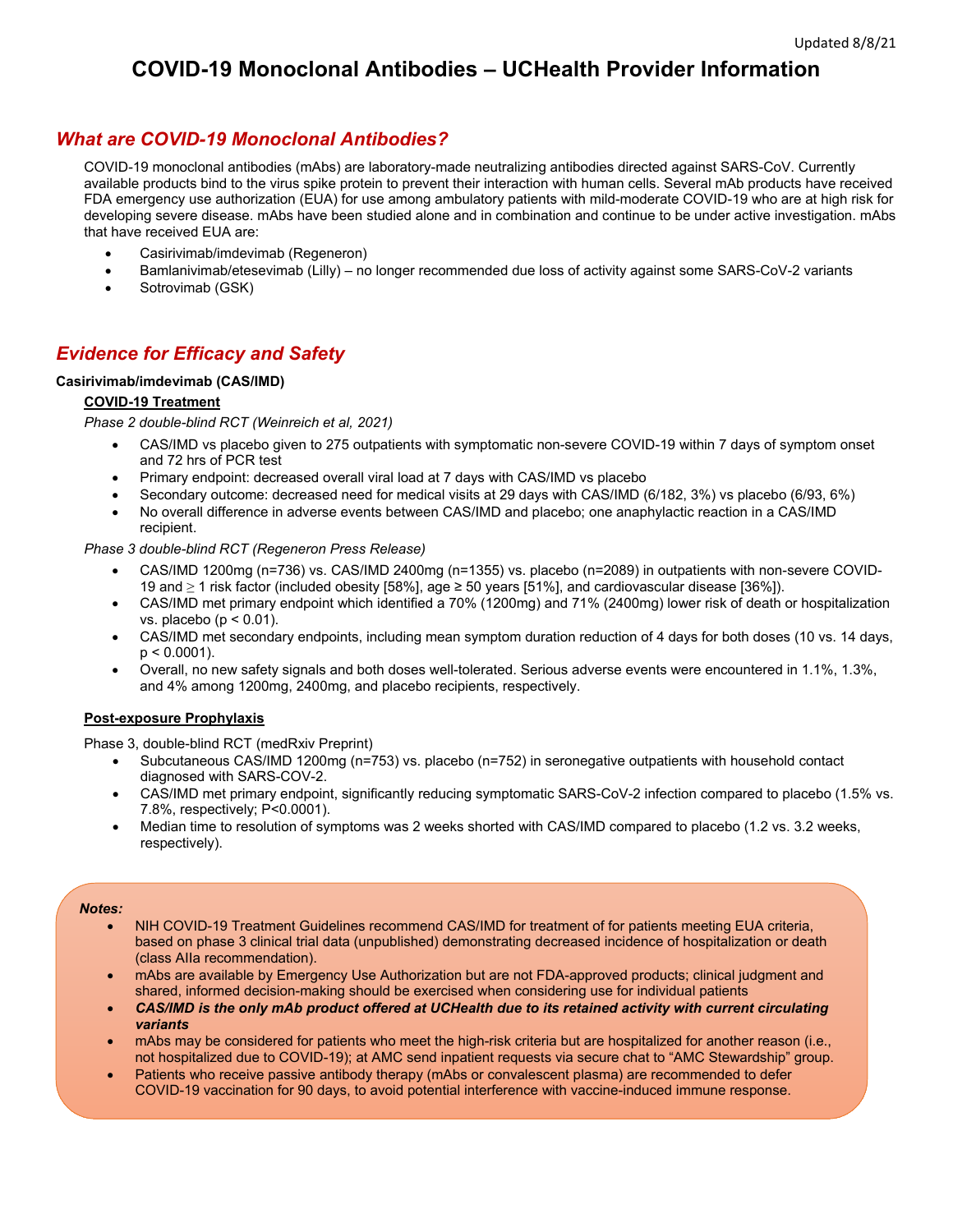Updated 8/8/21

# COVID-19 Monoclonal Antibodies – UCHealth Provider Information

## *What are COVID-19 Monoclonal Antibodies?*

COVID-19 monoclonal antibodies (mAbs) are laboratory-made neutralizing antibodies directed against SARS-CoV. Currently available products bind to the virus spike protein to prevent their interaction with human cells. Several mAb products have received FDA emergency use authorization (EUA) for use among ambulatory patients with mild-moderate COVID-19 who are at high risk for developing severe disease. mAbs have been studied alone and in combination and continue to be under active investigation. mAbs that have received EUA are:

- Casirivimab/imdevimab (Regeneron)
- Bamlanivimab/etesevimab (Lilly) – no longer recommended due loss of activity against some SARS-CoV-2 variants
- Sotrovimab (GSK)

## *Evidence for Efficacy and Safety*

**Casirivimab/imdevimab (CAS/IMD)**

**COVID-19 Treatment**

*Phase 2 double-blind RCT (Weinreich et al, 2021)*

- CAS/IMD vs placebo given to 275 outpatients with symptomatic non-severe COVID-19 within 7 days of symptom onset and 72 hrs of PCR test
- Primary endpoint: decreased overall viral load at 7 days with CAS/IMD vs placebo
- Secondary outcome: decreased need for medical visits at 29 days with CAS/IMD (6/182, 3%) vs placebo (6/93, 6%)
- No overall difference in adverse events between CAS/IMD and placebo; one anaphylactic reaction in a CAS/IMD recipient.

*Phase 3 double-blind RCT (Regeneron Press Release)*

- CAS/IMD 1200mg (n=736) vs. CAS/IMD 2400mg (n=1355) vs. placebo (n=2089) in outpatients with non-severe COVID-19 and ≥ 1 risk factor (included obesity [58%], age ≥ 50 years [51%], and cardiovascular disease [36%]).
- CAS/IMD met primary endpoint which identified a 70% (1200mg) and 71% (2400mg) lower risk of death or hospitalization vs. placebo ($p < 0.01$).
- CAS/IMD met secondary endpoints, including mean symptom duration reduction of 4 days for both doses (10 vs. 14 days, $p < 0.0001$).
- Overall, no new safety signals and both doses well-tolerated. Serious adverse events were encountered in 1.1%, 1.3%, and 4% among 1200mg, 2400mg, and placebo recipients, respectively.

**Post-exposure Prophylaxis**

Phase 3, double-blind RCT (medRxiv Preprint)

- Subcutaneous CAS/IMD 1200mg (n=753) vs. placebo (n=752) in seronegative outpatients with household contact diagnosed with SARS-COV-2.
- CAS/IMD met primary endpoint, significantly reducing symptomatic SARS-CoV-2 infection compared to placebo (1.5% vs. 7.8%, respectively; $P<0.0001$).
- Median time to resolution of symptoms was 2 weeks shorted with CAS/IMD compared to placebo (1.2 vs. 3.2 weeks, respectively).

***Notes:***

- NIH COVID-19 Treatment Guidelines recommend CAS/IMD for treatment of for patients meeting EUA criteria, based on phase 3 clinical trial data (unpublished) demonstrating decreased incidence of hospitalization or death (class AIIa recommendation).
- mAbs are available by Emergency Use Authorization but are not FDA-approved products; clinical judgment and shared, informed decision-making should be exercised when considering use for individual patients
- ***CAS/IMD is the only mAb product offered at UCHealth due to its retained activity with current circulating variants***
- mAbs may be considered for patients who meet the high-risk criteria but are hospitalized for another reason (i.e., not hospitalized due to COVID-19); at AMC send inpatient requests via secure chat to "AMC Stewardship" group.
- Patients who receive passive antibody therapy (mAbs or convalescent plasma) are recommended to defer COVID-19 vaccination for 90 days, to avoid potential interference with vaccine-induced immune response.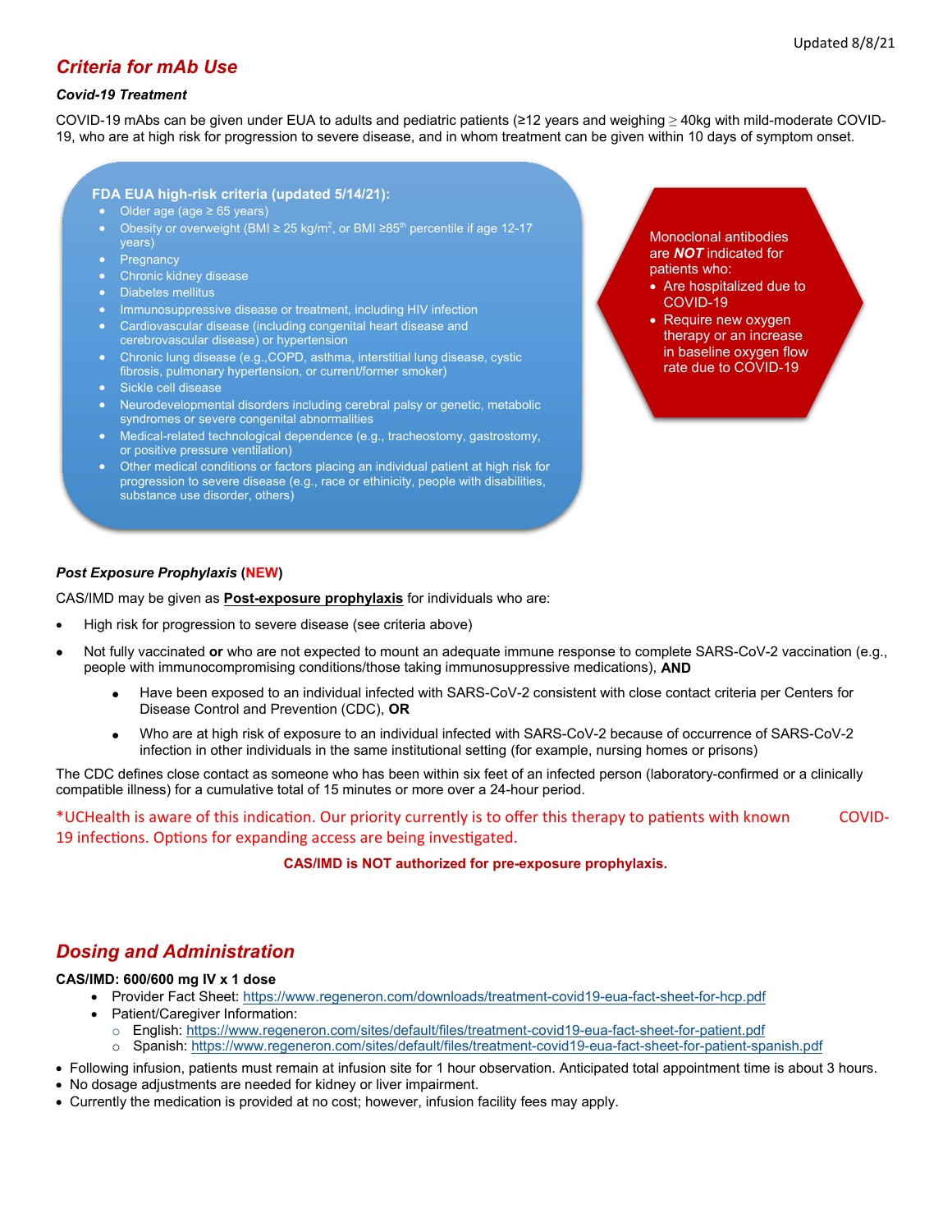Updated 8/8/21

## *Criteria for mAb Use*

### *Covid-19 Treatment*

COVID-19 mAbs can be given under EUA to adults and pediatric patients (≥12 years and weighing ≥ 40kg with mild-moderate COVID-19, who are at high risk for progression to severe disease, and in whom treatment can be given within 10 days of symptom onset.

**FDA EUA high-risk criteria (updated 5/14/21):**

- Older age (age ≥ 65 years)
- Obesity or overweight (BMI ≥ 25 kg/m$^2$, or BMI ≥85$^{th}$ percentile if age 12-17 years)
- Pregnancy
- Chronic kidney disease
- Diabetes mellitus
- Immunosuppressive disease or treatment, including HIV infection
- Cardiovascular disease (including congenital heart disease and cerebrovascular disease) or hypertension
- Chronic lung disease (e.g.,COPD, asthma, interstitial lung disease, cystic fibrosis, pulmonary hypertension, or current/former smoker)
- Sickle cell disease
- Neurodevelopmental disorders including cerebral palsy or genetic, metabolic syndromes or severe congenital abnormalities
- Medical-related technological dependence (e.g., tracheostomy, gastrostomy, or positive pressure ventilation)
- Other medical conditions or factors placing an individual patient at high risk for progression to severe disease (e.g., race or ethinicity, people with disabilities, substance use disorder, others)

Monoclonal antibodies are ***NOT*** indicated for patients who:

- Are hospitalized due to COVID-19
- Require new oxygen therapy or an increase in baseline oxygen flow rate due to COVID-19

### *Post Exposure Prophylaxis* (NEW)

CAS/IMD may be given as **Post-exposure prophylaxis** for individuals who are:

- High risk for progression to severe disease (see criteria above)
- Not fully vaccinated **or** who are not expected to mount an adequate immune response to complete SARS-CoV-2 vaccination (e.g., people with immunocompromising conditions/those taking immunosuppressive medications), **AND**
  - Have been exposed to an individual infected with SARS-CoV-2 consistent with close contact criteria per Centers for Disease Control and Prevention (CDC), **OR**
  - Who are at high risk of exposure to an individual infected with SARS-CoV-2 because of occurrence of SARS-CoV-2 infection in other individuals in the same institutional setting (for example, nursing homes or prisons)

The CDC defines close contact as someone who has been within six feet of an infected person (laboratory-confirmed or a clinically compatible illness) for a cumulative total of 15 minutes or more over a 24-hour period.

*UCHealth is aware of this indication. Our priority currently is to offer this therapy to patients with known COVID-19 infections. Options for expanding access are being investigated.

**CAS/IMD is NOT authorized for pre-exposure prophylaxis.**

## *Dosing and Administration*

**CAS/IMD: 600/600 mg IV x 1 dose**

- Provider Fact Sheet: https://www.regeneron.com/downloads/treatment-covid19-eua-fact-sheet-for-hcp.pdf
- Patient/Caregiver Information:
  - English: https://www.regeneron.com/sites/default/files/treatment-covid19-eua-fact-sheet-for-patient.pdf
  - Spanish: https://www.regeneron.com/sites/default/files/treatment-covid19-eua-fact-sheet-for-patient-spanish.pdf

- Following infusion, patients must remain at infusion site for 1 hour observation. Anticipated total appointment time is about 3 hours.
- No dosage adjustments are needed for kidney or liver impairment.
- Currently the medication is provided at no cost; however, infusion facility fees may apply.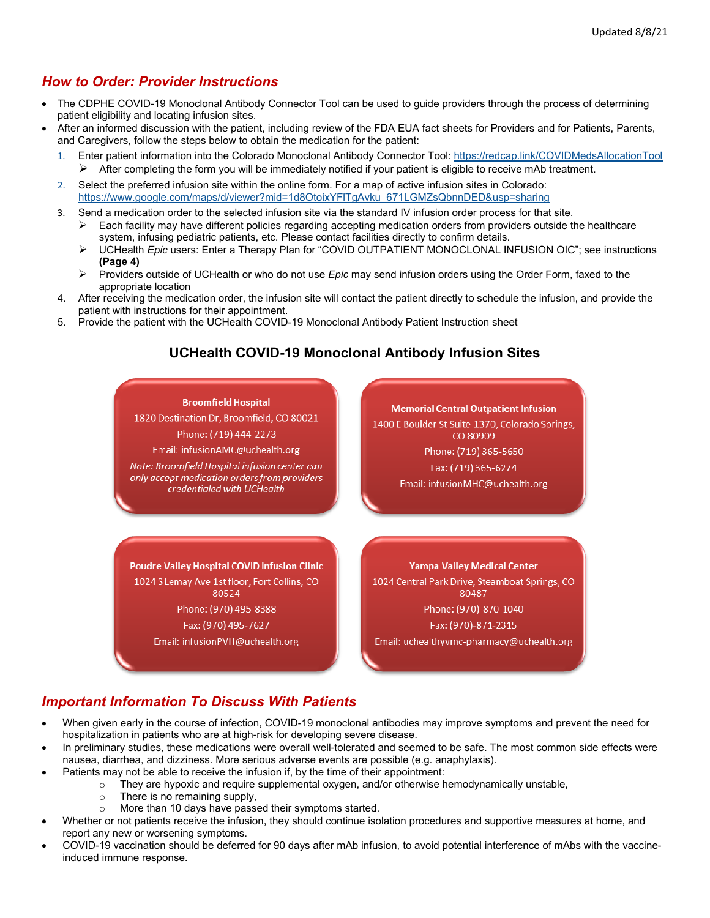Updated 8/8/21

## *How to Order: Provider Instructions*

- The CDPHE COVID-19 Monoclonal Antibody Connector Tool can be used to guide providers through the process of determining patient eligibility and locating infusion sites.
- After an informed discussion with the patient, including review of the FDA EUA fact sheets for Providers and for Patients, Parents, and Caregivers, follow the steps below to obtain the medication for the patient:
  1. Enter patient information into the Colorado Monoclonal Antibody Connector Tool: https://redcap.link/COVIDMedsAllocationTool
     - After completing the form you will be immediately notified if your patient is eligible to receive mAb treatment.
  2. Select the preferred infusion site within the online form. For a map of active infusion sites in Colorado: https://www.google.com/maps/d/viewer?mid=1d8OtoixYFITgAvku_671LGMZsQbnnDED&usp=sharing
  3. Send a medication order to the selected infusion site via the standard IV infusion order process for that site.
     - Each facility may have different policies regarding accepting medication orders from providers outside the healthcare system, infusing pediatric patients, etc. Please contact facilities directly to confirm details.
     - UCHealth *Epic* users: Enter a Therapy Plan for "COVID OUTPATIENT MONOCLONAL INFUSION OIC"; see instructions **(Page 4)**
     - Providers outside of UCHealth or who do not use *Epic* may send infusion orders using the Order Form, faxed to the appropriate location
  4. After receiving the medication order, the infusion site will contact the patient directly to schedule the infusion, and provide the patient with instructions for their appointment.
  5. Provide the patient with the UCHealth COVID-19 Monoclonal Antibody Patient Instruction sheet

## UCHealth COVID-19 Monoclonal Antibody Infusion Sites

**Broomfield Hospital**
1820 Destination Dr, Broomfield, CO 80021
Phone: (719) 444-2273
Email: infusionAMC@uchealth.org
*Note: Broomfield Hospital infusion center can only accept medication orders from providers credentialed with UCHealth*

**Memorial Central Outpatient Infusion**
1400 E Boulder St Suite 1370, Colorado Springs, CO 80909
Phone: (719) 365-5650
Fax: (719) 365-6274
Email: infusionMHC@uchealth.org

**Poudre Valley Hospital COVID Infusion Clinic**
1024 S Lemay Ave 1st floor, Fort Collins, CO 80524
Phone: (970) 495-8388
Fax: (970) 495-7627
Email: infusionPVH@uchealth.org

**Yampa Valley Medical Center**
1024 Central Park Drive, Steamboat Springs, CO 80487
Phone: (970)-870-1040
Fax: (970)-871-2315
Email: uchealthyvmc-pharmacy@uchealth.org

## *Important Information To Discuss With Patients*

- When given early in the course of infection, COVID-19 monoclonal antibodies may improve symptoms and prevent the need for hospitalization in patients who are at high-risk for developing severe disease.
- In preliminary studies, these medications were overall well-tolerated and seemed to be safe. The most common side effects were nausea, diarrhea, and dizziness. More serious adverse events are possible (e.g. anaphylaxis).
- Patients may not be able to receive the infusion if, by the time of their appointment:
  - They are hypoxic and require supplemental oxygen, and/or otherwise hemodynamically unstable,
  - There is no remaining supply,
  - More than 10 days have passed their symptoms started.
- Whether or not patients receive the infusion, they should continue isolation procedures and supportive measures at home, and report any new or worsening symptoms.
- COVID-19 vaccination should be deferred for 90 days after mAb infusion, to avoid potential interference of mAbs with the vaccine-induced immune response.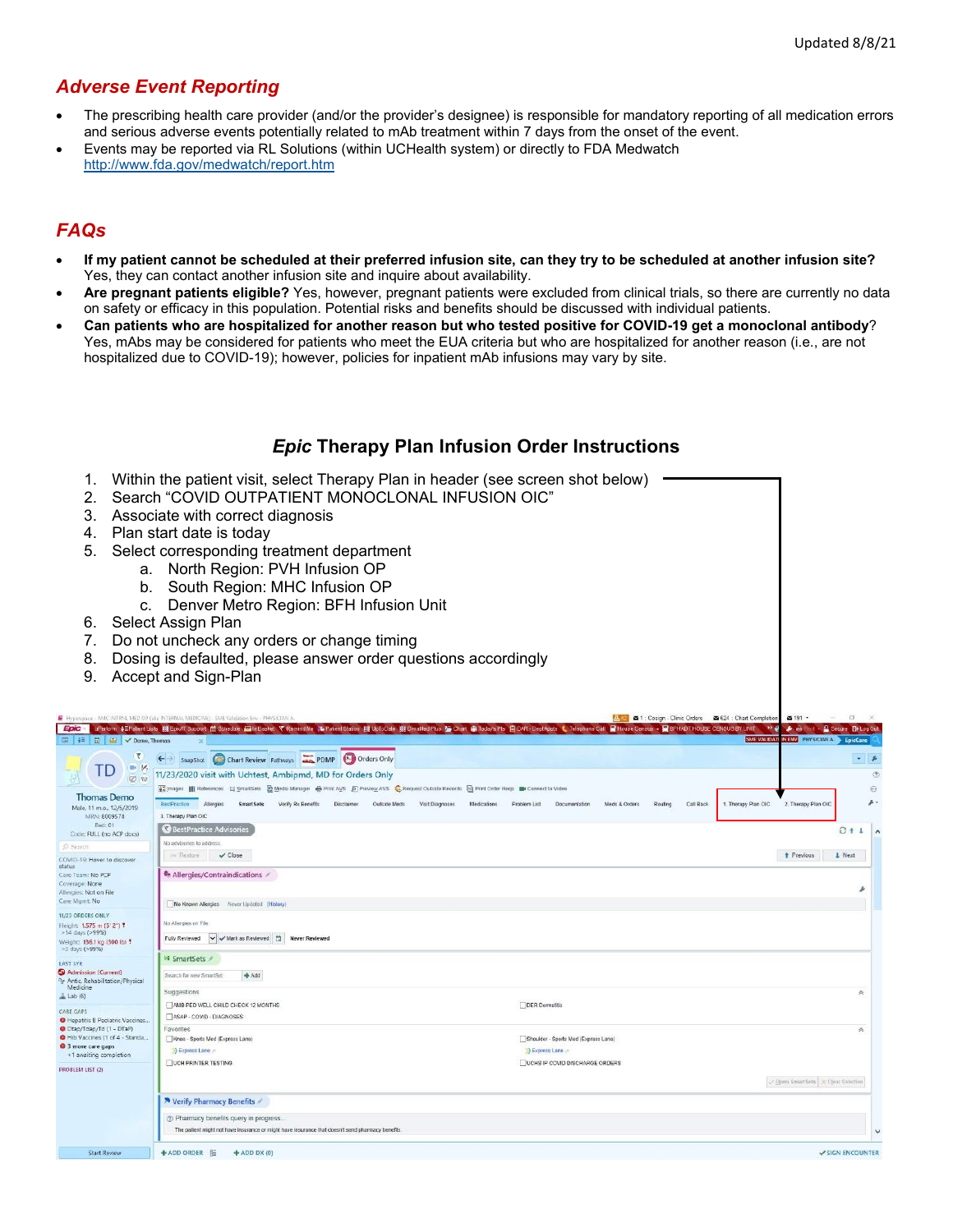Updated 8/8/21

## *Adverse Event Reporting*

- The prescribing health care provider (and/or the provider's designee) is responsible for mandatory reporting of all medication errors and serious adverse events potentially related to mAb treatment within 7 days from the onset of the event.
- Events may be reported via RL Solutions (within UCHealth system) or directly to FDA Medwatch http://www.fda.gov/medwatch/report.htm

## *FAQs*

- **If my patient cannot be scheduled at their preferred infusion site, can they try to be scheduled at another infusion site?** Yes, they can contact another infusion site and inquire about availability.
- **Are pregnant patients eligible?** Yes, however, pregnant patients were excluded from clinical trials, so there are currently no data on safety or efficacy in this population. Potential risks and benefits should be discussed with individual patients.
- **Can patients who are hospitalized for another reason but who tested positive for COVID-19 get a monoclonal antibody**? Yes, mAbs may be considered for patients who meet the EUA criteria but who are hospitalized for another reason (i.e., are not hospitalized due to COVID-19); however, policies for inpatient mAb infusions may vary by site.

## *Epic* Therapy Plan Infusion Order Instructions

1. Within the patient visit, select Therapy Plan in header (see screen shot below)
2. Search "COVID OUTPATIENT MONOCLONAL INFUSION OIC"
3. Associate with correct diagnosis
4. Plan start date is today
5. Select corresponding treatment department
   a. North Region: PVH Infusion OP
   b. South Region: MHC Infusion OP
   c. Denver Metro Region: BFH Infusion Unit
6. Select Assign Plan
7. Do not uncheck any orders or change timing
8. Dosing is defaulted, please answer order questions accordingly
9. Accept and Sign-Plan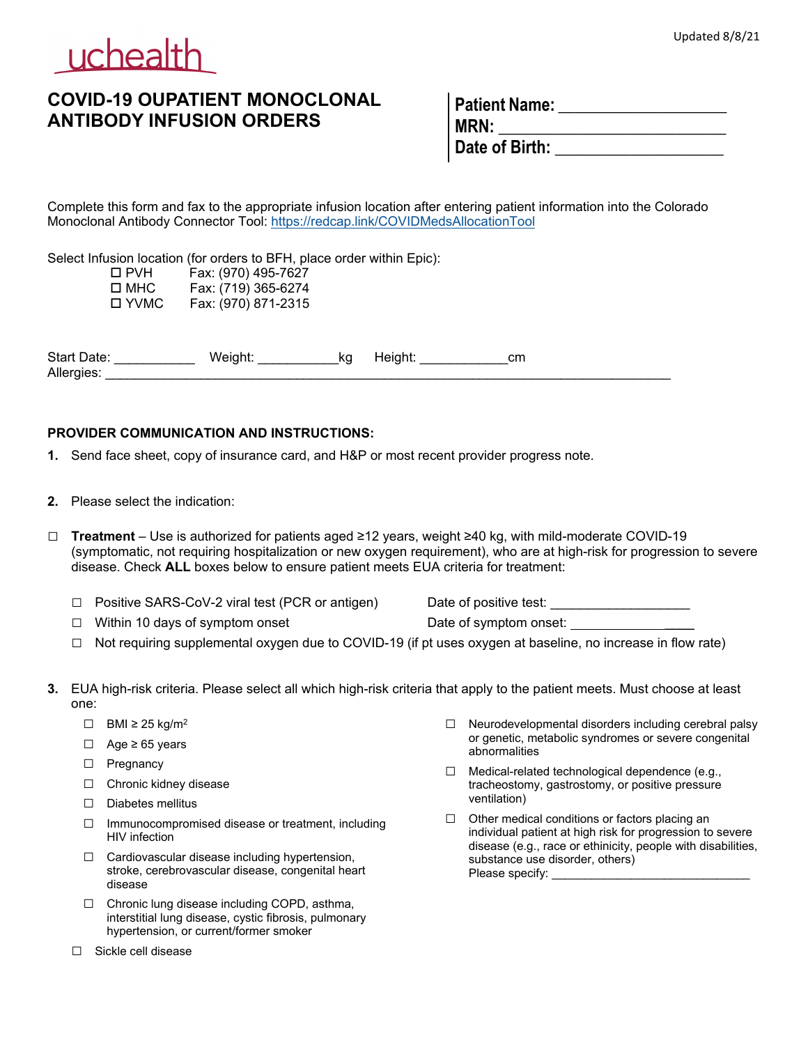uchealth

Updated 8/8/21

# COVID-19 OUPATIENT MONOCLONAL ANTIBODY INFUSION ORDERS

**Patient Name:** ___________________
**MRN:** ___________________________
**Date of Birth:** ___________________

Complete this form and fax to the appropriate infusion location after entering patient information into the Colorado Monoclonal Antibody Connector Tool: https://redcap.link/COVIDMedsAllocationTool

Select Infusion location (for orders to BFH, place order within Epic):

- ☐ PVH  Fax: (970) 495-7627
- ☐ MHC  Fax: (719) 365-6274
- ☐ YVMC  Fax: (970) 871-2315

Start Date: ___________ Weight: ___________kg Height: ____________cm
Allergies: ______________________________________________________________________________

**PROVIDER COMMUNICATION AND INSTRUCTIONS:**

1. Send face sheet, copy of insurance card, and H&P or most recent provider progress note.

2. Please select the indication:

☐ **Treatment** – Use is authorized for patients aged ≥12 years, weight ≥40 kg, with mild-moderate COVID-19 (symptomatic, not requiring hospitalization or new oxygen requirement), who are at high-risk for progression to severe disease. Check **ALL** boxes below to ensure patient meets EUA criteria for treatment:

- ☐ Positive SARS-CoV-2 viral test (PCR or antigen)  Date of positive test: ___________________
- ☐ Within 10 days of symptom onset  Date of symptom onset: ___________________
- ☐ Not requiring supplemental oxygen due to COVID-19 (if pt uses oxygen at baseline, no increase in flow rate)

3. EUA high-risk criteria. Please select all which high-risk criteria that apply to the patient meets. Must choose at least one:

- ☐ BMI ≥ 25 kg/m$^2$
- ☐ Age ≥ 65 years
- ☐ Pregnancy
- ☐ Chronic kidney disease
- ☐ Diabetes mellitus
- ☐ Immunocompromised disease or treatment, including HIV infection
- ☐ Cardiovascular disease including hypertension, stroke, cerebrovascular disease, congenital heart disease
- ☐ Chronic lung disease including COPD, asthma, interstitial lung disease, cystic fibrosis, pulmonary hypertension, or current/former smoker
- ☐ Sickle cell disease
- ☐ Neurodevelopmental disorders including cerebral palsy or genetic, metabolic syndromes or severe congenital abnormalities
- ☐ Medical-related technological dependence (e.g., tracheostomy, gastrostomy, or positive pressure ventilation)
- ☐ Other medical conditions or factors placing an individual patient at high risk for progression to severe disease (e.g., race or ethinicity, people with disabilities, substance use disorder, others)
  Please specify: ______________________________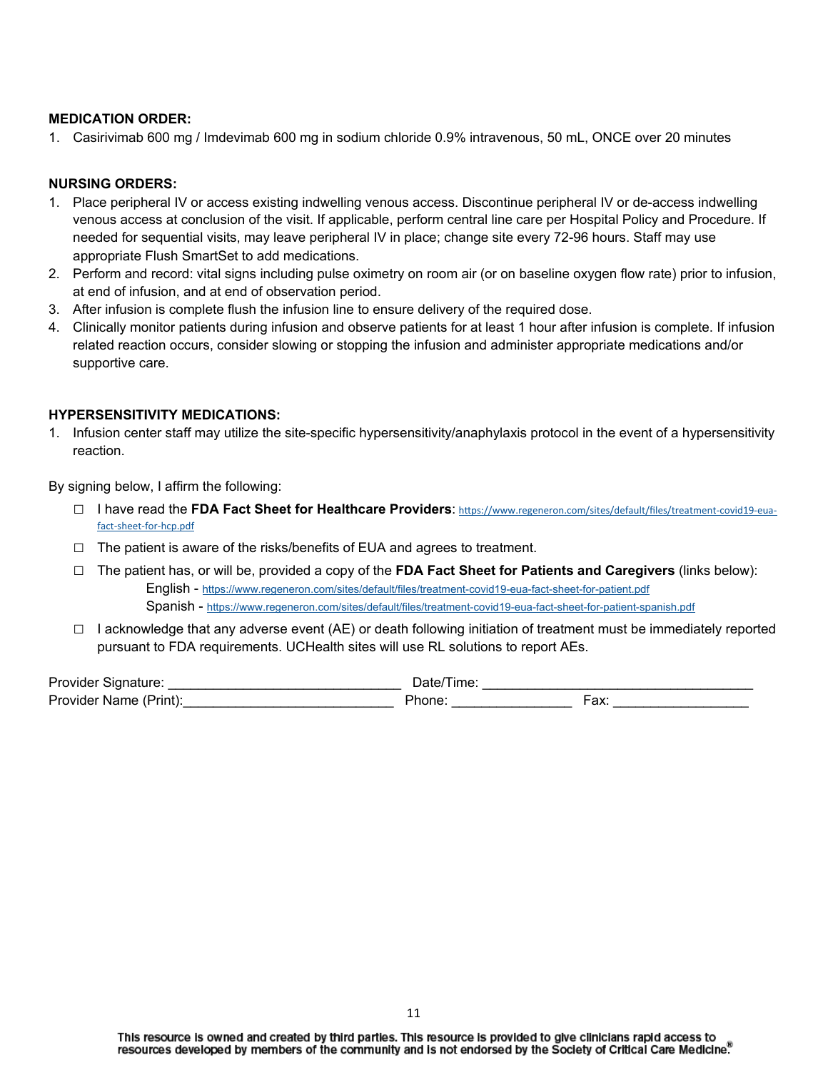**MEDICATION ORDER:**

1. Casirivimab 600 mg / Imdevimab 600 mg in sodium chloride 0.9% intravenous, 50 mL, ONCE over 20 minutes

**NURSING ORDERS:**

1. Place peripheral IV or access existing indwelling venous access. Discontinue peripheral IV or de-access indwelling venous access at conclusion of the visit. If applicable, perform central line care per Hospital Policy and Procedure. If needed for sequential visits, may leave peripheral IV in place; change site every 72-96 hours. Staff may use appropriate Flush SmartSet to add medications.
2. Perform and record: vital signs including pulse oximetry on room air (or on baseline oxygen flow rate) prior to infusion, at end of infusion, and at end of observation period.
3. After infusion is complete flush the infusion line to ensure delivery of the required dose.
4. Clinically monitor patients during infusion and observe patients for at least 1 hour after infusion is complete. If infusion related reaction occurs, consider slowing or stopping the infusion and administer appropriate medications and/or supportive care.

**HYPERSENSITIVITY MEDICATIONS:**

1. Infusion center staff may utilize the site-specific hypersensitivity/anaphylaxis protocol in the event of a hypersensitivity reaction.

By signing below, I affirm the following:

- ☐ I have read the **FDA Fact Sheet for Healthcare Providers**: https://www.regeneron.com/sites/default/files/treatment-covid19-eua-fact-sheet-for-hcp.pdf
- ☐ The patient is aware of the risks/benefits of EUA and agrees to treatment.
- ☐ The patient has, or will be, provided a copy of the **FDA Fact Sheet for Patients and Caregivers** (links below):
  - English - https://www.regeneron.com/sites/default/files/treatment-covid19-eua-fact-sheet-for-patient.pdf
  - Spanish - https://www.regeneron.com/sites/default/files/treatment-covid19-eua-fact-sheet-for-patient-spanish.pdf
- ☐ I acknowledge that any adverse event (AE) or death following initiation of treatment must be immediately reported pursuant to FDA requirements. UCHealth sites will use RL solutions to report AEs.

Provider Signature: ______________________________ Date/Time: ___________________________________

Provider Name (Print):___________________________ Phone: _______________ Fax: _________________

This resource is owned and created by third parties. This resource is provided to give clinicians rapid access to resources developed by members of the community and is not endorsed by the Society of Critical Care Medicine®.